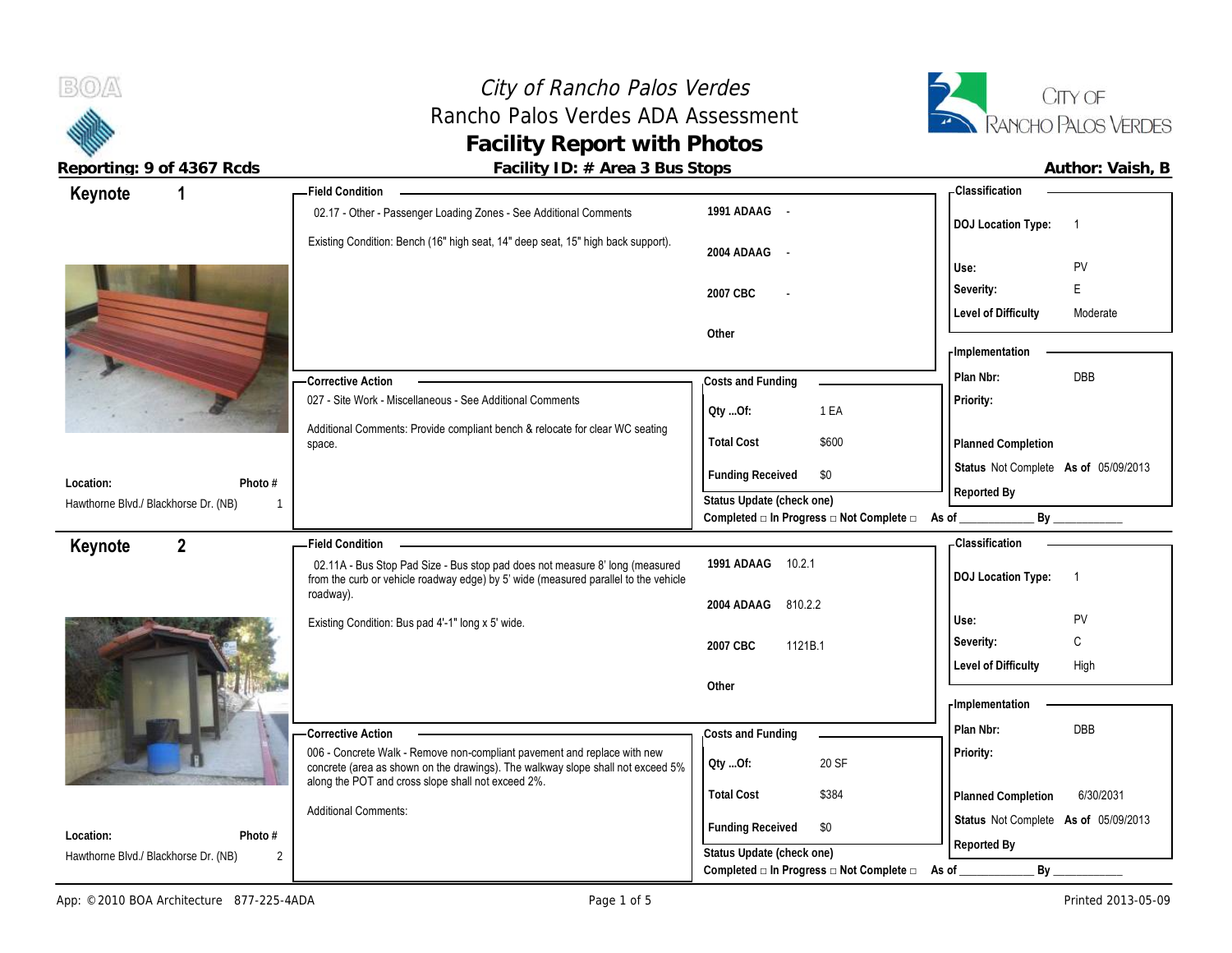# *City of Rancho Palos Verdes*

## Rancho Palos Verdes ADA Assessment

## Facility Report with Photos

**Reporting: 9 of 4367 Rcds** | **Facility ID: # Area 3 Bus Stops** | **Author: Vaish, B**

---

## Keynote 1

**Location:** Hawthorne Blvd./ Blackhorse Dr. (NB)
**Photo #:** 1

**Field Condition**

02.17 - Other - Passenger Loading Zones - See Additional Comments

Existing Condition: Bench (16" high seat, 14" deep seat, 15" high back support).

| | |
|---|---|
| 1991 ADAAG | - |
| 2004 ADAAG | - |
| 2007 CBC | - |
| Other | |

**Corrective Action**

027 - Site Work - Miscellaneous - See Additional Comments

Additional Comments: Provide compliant bench & relocate for clear WC seating space.

**Costs and Funding**

| | |
|---|---|
| Qty ...Of: | 1 EA |
| Total Cost | $600 |
| Funding Received | $0 |

Status Update (check one)
Completed □ In Progress □ Not Complete □ As of ____________ By ____________

**Classification**

| | |
|---|---|
| DOJ Location Type: | 1 |
| Use: | PV |
| Severity: | E |
| Level of Difficulty | Moderate |

**Implementation**

| | |
|---|---|
| Plan Nbr: | DBB |
| Priority: | |
| Planned Completion | |
| Status | Not Complete As of 05/09/2013 |
| Reported By | |

---

## Keynote 2

**Location:** Hawthorne Blvd./ Blackhorse Dr. (NB)
**Photo #:** 2

**Field Condition**

02.11A - Bus Stop Pad Size - Bus stop pad does not measure 8' long (measured from the curb or vehicle roadway edge) by 5' wide (measured parallel to the vehicle roadway).

Existing Condition: Bus pad 4'-1" long x 5' wide.

| | |
|---|---|
| 1991 ADAAG | 10.2.1 |
| 2004 ADAAG | 810.2.2 |
| 2007 CBC | 1121B.1 |
| Other | |

**Corrective Action**

006 - Concrete Walk - Remove non-compliant pavement and replace with new concrete (area as shown on the drawings). The walkway slope shall not exceed 5% along the POT and cross slope shall not exceed 2%.

Additional Comments:

**Costs and Funding**

| | |
|---|---|
| Qty ...Of: | 20 SF |
| Total Cost | $384 |
| Funding Received | $0 |

Status Update (check one)
Completed □ In Progress □ Not Complete □ As of ____________ By ____________

**Classification**

| | |
|---|---|
| DOJ Location Type: | 1 |
| Use: | PV |
| Severity: | C |
| Level of Difficulty | High |

**Implementation**

| | |
|---|---|
| Plan Nbr: | DBB |
| Priority: | |
| Planned Completion | 6/30/2031 |
| Status | Not Complete As of 05/09/2013 |
| Reported By | |

---

App: © 2010 BOA Architecture 877-225-4ADA | Printed 2013-05-09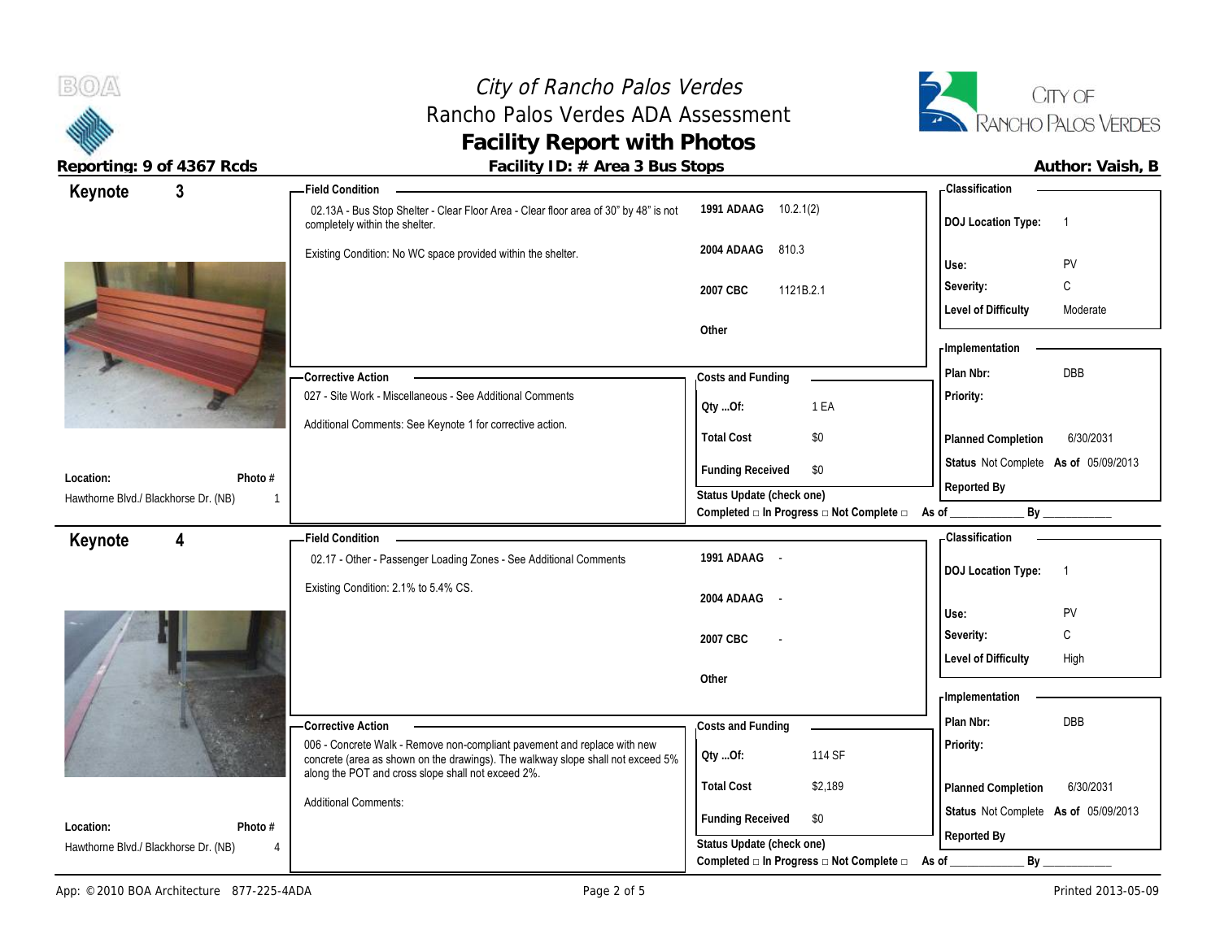# City of Rancho Palos Verdes
## Rancho Palos Verdes ADA Assessment
## Facility Report with Photos

**Reporting: 9 of 4367 Rcds** | **Facility ID: # Area 3 Bus Stops** | **Author: Vaish, B**

---

## Keynote 3

**Location:** Hawthorne Blvd./ Blackhorse Dr. (NB)
**Photo #:** 1

### Field Condition

02.13A - Bus Stop Shelter - Clear Floor Area - Clear floor area of 30" by 48" is not completely within the shelter.

Existing Condition: No WC space provided within the shelter.

| Code | Reference |
|---|---|
| 1991 ADAAG | 10.2.1(2) |
| 2004 ADAAG | 810.3 |
| 2007 CBC | 1121B.2.1 |
| Other | |

### Classification

| | |
|---|---|
| DOJ Location Type: | 1 |
| Use: | PV |
| Severity: | C |
| Level of Difficulty | Moderate |

### Corrective Action

027 - Site Work - Miscellaneous - See Additional Comments

Additional Comments: See Keynote 1 for corrective action.

### Costs and Funding

| | |
|---|---|
| Qty ...Of: | 1 EA |
| Total Cost | $0 |
| Funding Received | $0 |

Status Update (check one)
Completed □ In Progress □ Not Complete □ As of ____________ By ____________

### Implementation

| | |
|---|---|
| Plan Nbr: | DBB |
| Priority: | |
| Planned Completion | 6/30/2031 |
| Status | Not Complete As of 05/09/2013 |
| Reported By | |

---

## Keynote 4

**Location:** Hawthorne Blvd./ Blackhorse Dr. (NB)
**Photo #:** 4

### Field Condition

02.17 - Other - Passenger Loading Zones - See Additional Comments

Existing Condition: 2.1% to 5.4% CS.

| Code | Reference |
|---|---|
| 1991 ADAAG | - |
| 2004 ADAAG | - |
| 2007 CBC | - |
| Other | |

### Classification

| | |
|---|---|
| DOJ Location Type: | 1 |
| Use: | PV |
| Severity: | C |
| Level of Difficulty | High |

### Corrective Action

006 - Concrete Walk - Remove non-compliant pavement and replace with new concrete (area as shown on the drawings). The walkway slope shall not exceed 5% along the POT and cross slope shall not exceed 2%.

Additional Comments:

### Costs and Funding

| | |
|---|---|
| Qty ...Of: | 114 SF |
| Total Cost | $2,189 |
| Funding Received | $0 |

Status Update (check one)
Completed □ In Progress □ Not Complete □ As of ____________ By ____________

### Implementation

| | |
|---|---|
| Plan Nbr: | DBB |
| Priority: | |
| Planned Completion | 6/30/2031 |
| Status | Not Complete As of 05/09/2013 |
| Reported By | |

---

App: © 2010 BOA Architecture 877-225-4ADA | Printed 2013-05-09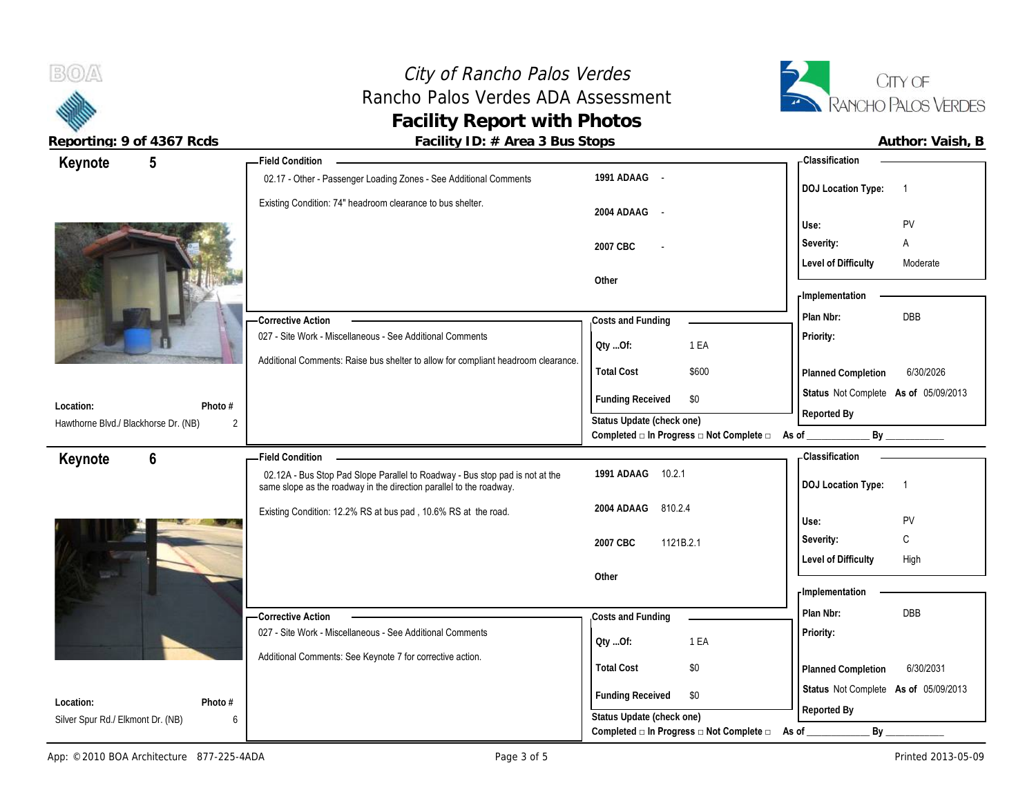# City of Rancho Palos Verdes
## Rancho Palos Verdes ADA Assessment
## Facility Report with Photos

**Reporting: 9 of 4367 Rcds** | **Facility ID: # Area 3 Bus Stops** | **Author: Vaish, B**

---

## Keynote 5

**Location:** Hawthorne Blvd./ Blackhorse Dr. (NB)
**Photo #:** 2

### Field Condition

02.17 - Other - Passenger Loading Zones - See Additional Comments

Existing Condition: 74" headroom clearance to bus shelter.

| Code | Reference |
|---|---|
| 1991 ADAAG | - |
| 2004 ADAAG | - |
| 2007 CBC | - |
| Other | |

### Classification

| | |
|---|---|
| DOJ Location Type: | 1 |
| Use: | PV |
| Severity: | A |
| Level of Difficulty | Moderate |

### Corrective Action

027 - Site Work - Miscellaneous - See Additional Comments

Additional Comments: Raise bus shelter to allow for compliant headroom clearance.

### Costs and Funding

| | |
|---|---|
| Qty ...Of: | 1 EA |
| Total Cost | $600 |
| Funding Received | $0 |

Status Update (check one)
Completed □ In Progress □ Not Complete □ As of ____________ By ____________

### Implementation

| | |
|---|---|
| Plan Nbr: | DBB |
| Priority: | |
| Planned Completion | 6/30/2026 |
| Status | Not Complete As of 05/09/2013 |
| Reported By | |

---

## Keynote 6

**Location:** Silver Spur Rd./ Elkmont Dr. (NB)
**Photo #:** 6

### Field Condition

02.12A - Bus Stop Pad Slope Parallel to Roadway - Bus stop pad is not at the same slope as the roadway in the direction parallel to the roadway.

Existing Condition: 12.2% RS at bus pad , 10.6% RS at the road.

| Code | Reference |
|---|---|
| 1991 ADAAG | 10.2.1 |
| 2004 ADAAG | 810.2.4 |
| 2007 CBC | 1121B.2.1 |
| Other | |

### Classification

| | |
|---|---|
| DOJ Location Type: | 1 |
| Use: | PV |
| Severity: | C |
| Level of Difficulty | High |

### Corrective Action

027 - Site Work - Miscellaneous - See Additional Comments

Additional Comments: See Keynote 7 for corrective action.

### Costs and Funding

| | |
|---|---|
| Qty ...Of: | 1 EA |
| Total Cost | $0 |
| Funding Received | $0 |

Status Update (check one)
Completed □ In Progress □ Not Complete □ As of ____________ By ____________

### Implementation

| | |
|---|---|
| Plan Nbr: | DBB |
| Priority: | |
| Planned Completion | 6/30/2031 |
| Status | Not Complete As of 05/09/2013 |
| Reported By | |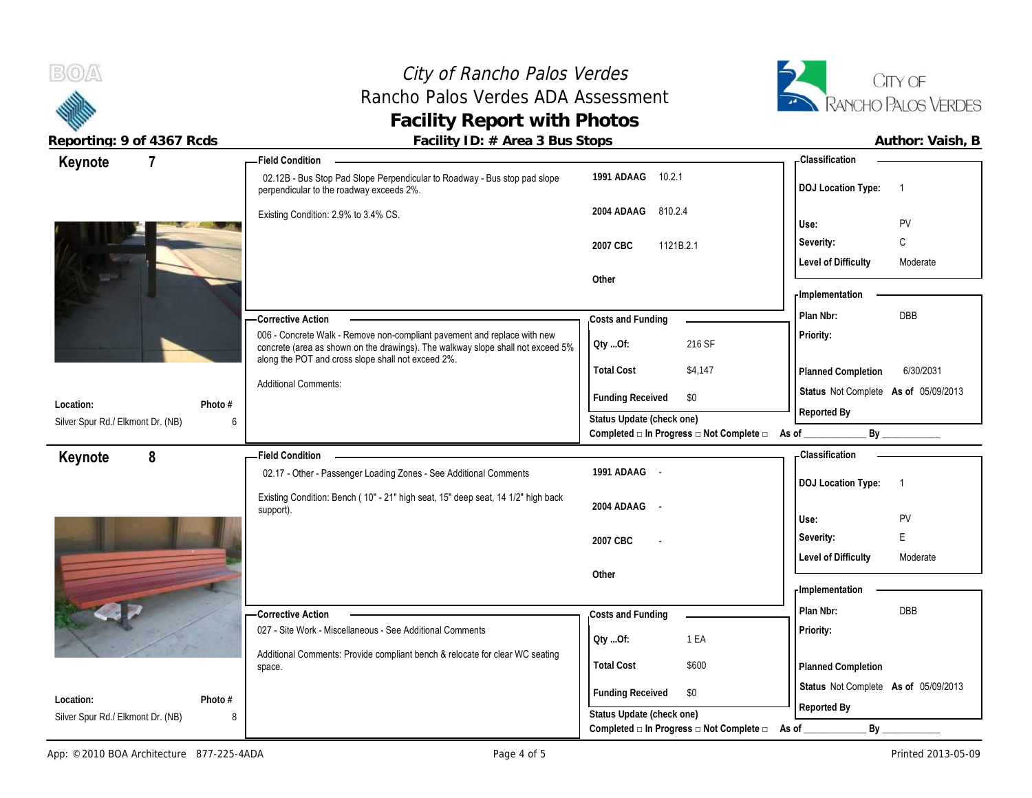# City of Rancho Palos Verdes
## Rancho Palos Verdes ADA Assessment
## Facility Report with Photos

**Reporting: 9 of 4367 Rcds** | **Facility ID: # Area 3 Bus Stops** | **Author: Vaish, B**

---

## Keynote 7

**Location:** Silver Spur Rd./ Elkmont Dr. (NB)
**Photo #** 6

**Field Condition**

02.12B - Bus Stop Pad Slope Perpendicular to Roadway - Bus stop pad slope perpendicular to the roadway exceeds 2%.

Existing Condition: 2.9% to 3.4% CS.

| | |
|---|---|
| 1991 ADAAG | 10.2.1 |
| 2004 ADAAG | 810.2.4 |
| 2007 CBC | 1121B.2.1 |
| Other | |

**Classification**

| | |
|---|---|
| DOJ Location Type: | 1 |
| Use: | PV |
| Severity: | C |
| Level of Difficulty | Moderate |

**Corrective Action**

006 - Concrete Walk - Remove non-compliant pavement and replace with new concrete (area as shown on the drawings). The walkway slope shall not exceed 5% along the POT and cross slope shall not exceed 2%.

Additional Comments:

**Costs and Funding**

| | |
|---|---|
| Qty ...Of: | 216 SF |
| Total Cost | $4,147 |
| Funding Received | $0 |

Status Update (check one)
Completed □ In Progress □ Not Complete □ As of ____________ By ____________

**Implementation**

| | |
|---|---|
| Plan Nbr: | DBB |
| Priority: | |
| Planned Completion | 6/30/2031 |
| Status | Not Complete **As of** 05/09/2013 |
| Reported By | |

---

## Keynote 8

**Location:** Silver Spur Rd./ Elkmont Dr. (NB)
**Photo #** 8

**Field Condition**

02.17 - Other - Passenger Loading Zones - See Additional Comments

Existing Condition: Bench ( 10" - 21" high seat, 15" deep seat, 14 1/2" high back support).

| | |
|---|---|
| 1991 ADAAG | - |
| 2004 ADAAG | - |
| 2007 CBC | - |
| Other | |

**Classification**

| | |
|---|---|
| DOJ Location Type: | 1 |
| Use: | PV |
| Severity: | E |
| Level of Difficulty | Moderate |

**Corrective Action**

027 - Site Work - Miscellaneous - See Additional Comments

Additional Comments: Provide compliant bench & relocate for clear WC seating space.

**Costs and Funding**

| | |
|---|---|
| Qty ...Of: | 1 EA |
| Total Cost | $600 |
| Funding Received | $0 |

Status Update (check one)
Completed □ In Progress □ Not Complete □ As of ____________ By ____________

**Implementation**

| | |
|---|---|
| Plan Nbr: | DBB |
| Priority: | |
| Planned Completion | |
| Status | Not Complete **As of** 05/09/2013 |
| Reported By | |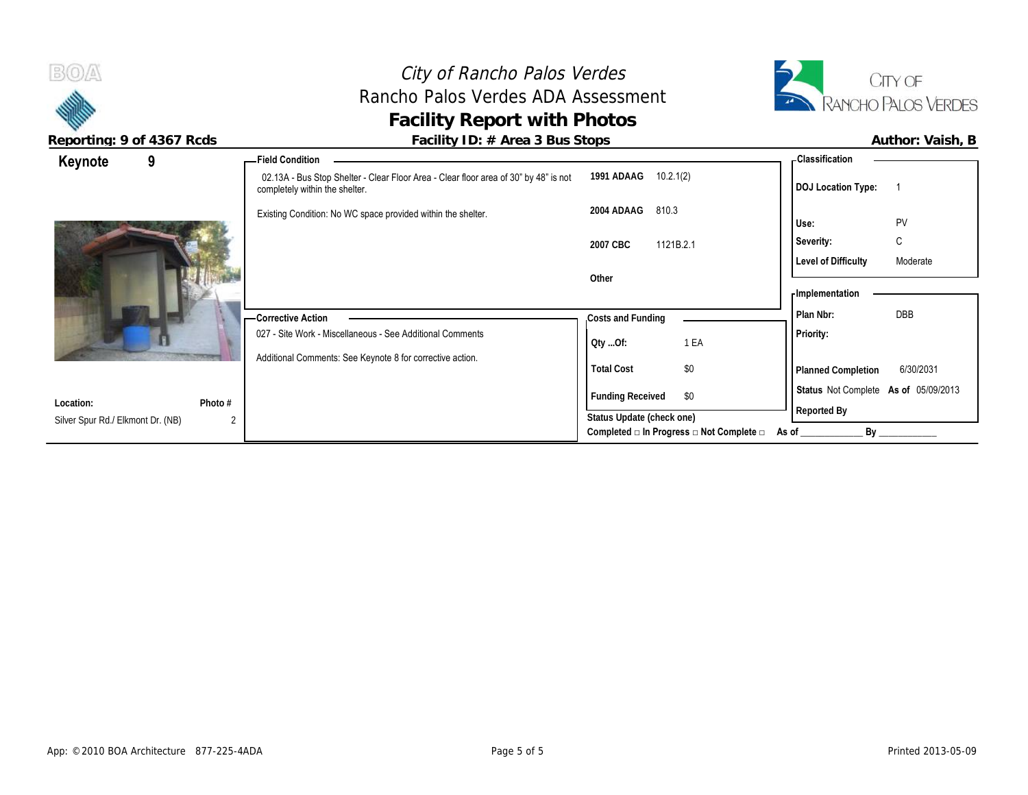# City of Rancho Palos Verdes

## Rancho Palos Verdes ADA Assessment

## Facility Report with Photos

**Reporting: 9 of 4367 Rcds**

**Facility ID: # Area 3 Bus Stops**

**Author: Vaish, B**

### Keynote 9

**Location:** Silver Spur Rd./ Elkmont Dr. (NB)

**Photo #** 2

**Field Condition**

02.13A - Bus Stop Shelter - Clear Floor Area - Clear floor area of 30" by 48" is not completely within the shelter.

Existing Condition: No WC space provided within the shelter.

| | |
|---|---|
| **1991 ADAAG** | 10.2.1(2) |
| **2004 ADAAG** | 810.3 |
| **2007 CBC** | 1121B.2.1 |
| **Other** | |

**Classification**

| | |
|---|---|
| **DOJ Location Type:** | 1 |
| **Use:** | PV |
| **Severity:** | C |
| **Level of Difficulty** | Moderate |

**Corrective Action**

027 - Site Work - Miscellaneous - See Additional Comments

Additional Comments: See Keynote 8 for corrective action.

**Costs and Funding**

| | |
|---|---|
| **Qty ...Of:** | 1 EA |
| **Total Cost** | $0 |
| **Funding Received** | $0 |

**Implementation**

| | |
|---|---|
| **Plan Nbr:** | DBB |
| **Priority:** | |
| **Planned Completion** | 6/30/2031 |
| **Status** | Not Complete **As of** 05/09/2013 |
| **Reported By** | |

**Status Update (check one)**

**Completed** □ **In Progress** □ **Not Complete** □ **As of** ____________ **By** ____________